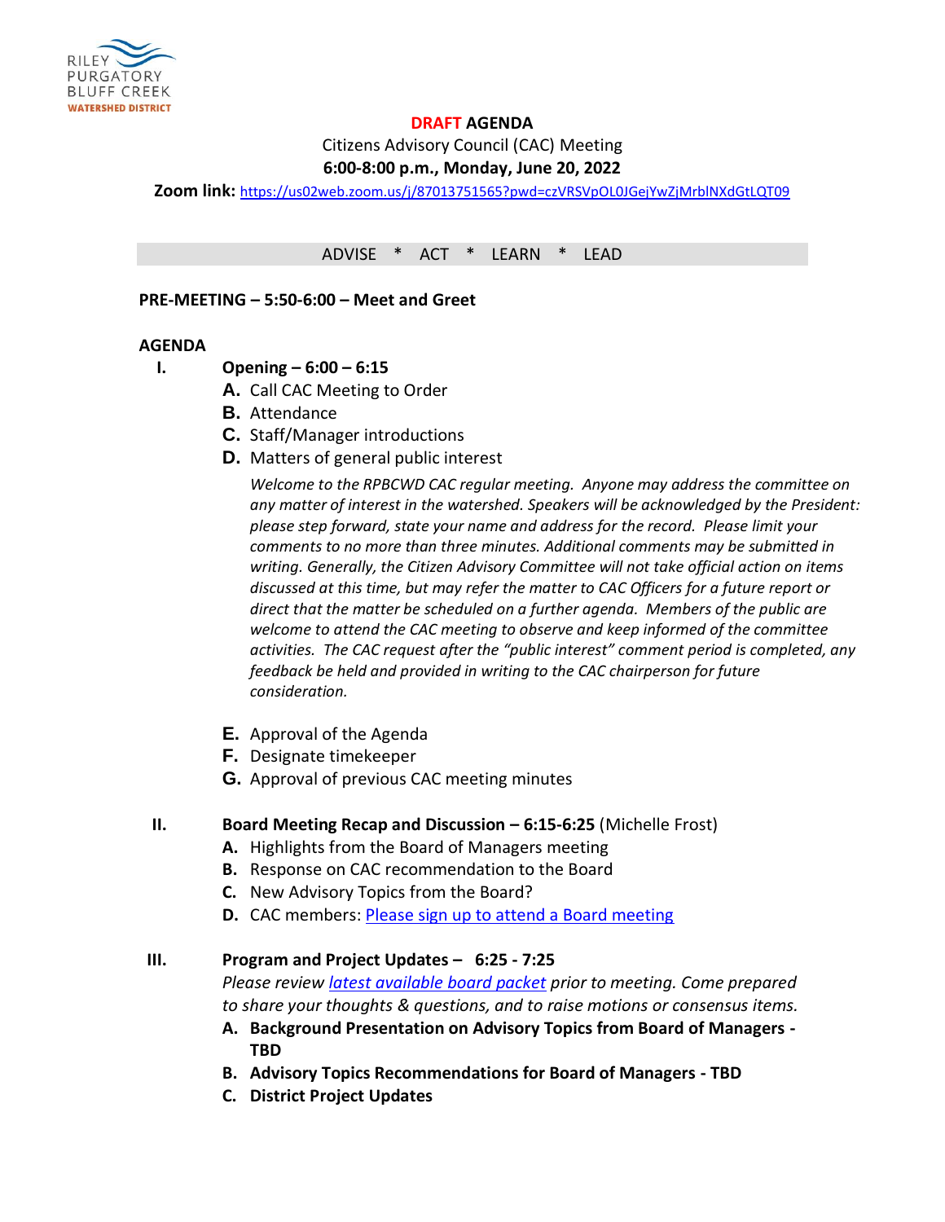RILEY PURGATORY BLUFF CREEK WATERSHED DISTRICT

**DRAFT AGENDA**

Citizens Advisory Council (CAC) Meeting

**6:00-8:00 p.m., Monday, June 20, 2022**

**Zoom link:** https://us02web.zoom.us/j/87013751565?pwd=czVRSVpOL0JGejYwZjMrblNXdGtLQT09

ADVISE * ACT * LEARN * LEAD

**PRE-MEETING – 5:50-6:00 – Meet and Greet**

**AGENDA**

**I. Opening – 6:00 – 6:15**

A. Call CAC Meeting to Order
B. Attendance
C. Staff/Manager introductions
D. Matters of general public interest

*Welcome to the RPBCWD CAC regular meeting. Anyone may address the committee on any matter of interest in the watershed. Speakers will be acknowledged by the President: please step forward, state your name and address for the record. Please limit your comments to no more than three minutes. Additional comments may be submitted in writing. Generally, the Citizen Advisory Committee will not take official action on items discussed at this time, but may refer the matter to CAC Officers for a future report or direct that the matter be scheduled on a further agenda. Members of the public are welcome to attend the CAC meeting to observe and keep informed of the committee activities. The CAC request after the "public interest" comment period is completed, any feedback be held and provided in writing to the CAC chairperson for future consideration.*

E. Approval of the Agenda
F. Designate timekeeper
G. Approval of previous CAC meeting minutes

**II. Board Meeting Recap and Discussion – 6:15-6:25** (Michelle Frost)

A. Highlights from the Board of Managers meeting
B. Response on CAC recommendation to the Board
C. New Advisory Topics from the Board?
D. CAC members: Please sign up to attend a Board meeting

**III. Program and Project Updates – 6:25 - 7:25**

*Please review latest available board packet prior to meeting. Come prepared to share your thoughts & questions, and to raise motions or consensus items.*

**A. Background Presentation on Advisory Topics from Board of Managers - TBD**
**B. Advisory Topics Recommendations for Board of Managers - TBD**
**C. District Project Updates**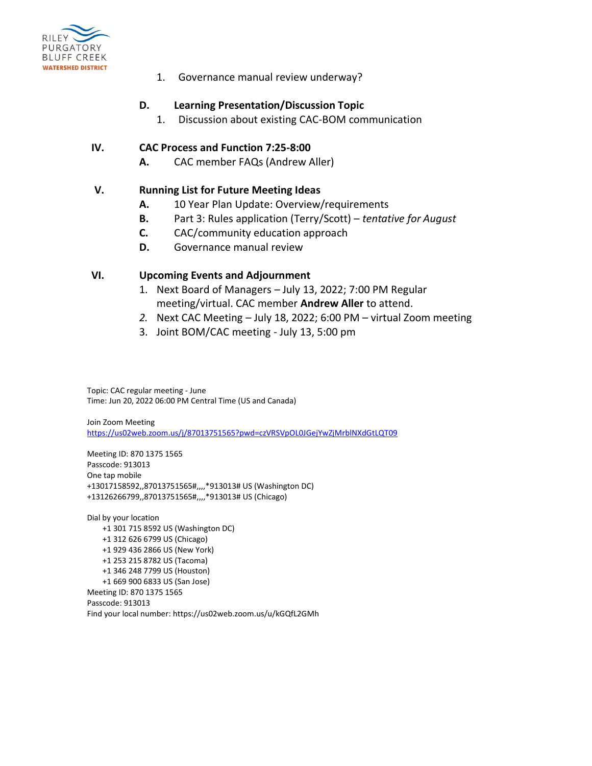1. Governance manual review underway?

**D. Learning Presentation/Discussion Topic**

1. Discussion about existing CAC-BOM communication

**IV. CAC Process and Function 7:25-8:00**

**A.** CAC member FAQs (Andrew Aller)

**V. Running List for Future Meeting Ideas**

**A.** 10 Year Plan Update: Overview/requirements

**B.** Part 3: Rules application (Terry/Scott) – *tentative for August*

**C.** CAC/community education approach

**D.** Governance manual review

**VI. Upcoming Events and Adjournment**

1. Next Board of Managers – July 13, 2022; 7:00 PM Regular meeting/virtual. CAC member **Andrew Aller** to attend.
2. Next CAC Meeting – July 18, 2022; 6:00 PM – virtual Zoom meeting
3. Joint BOM/CAC meeting - July 13, 5:00 pm

Topic: CAC regular meeting - June
Time: Jun 20, 2022 06:00 PM Central Time (US and Canada)

Join Zoom Meeting
https://us02web.zoom.us/j/87013751565?pwd=czVRSVpOL0JGejYwZjMrblNXdGtLQT09

Meeting ID: 870 1375 1565
Passcode: 913013
One tap mobile
+13017158592,,87013751565#,,,,*913013# US (Washington DC)
+13126266799,,87013751565#,,,,*913013# US (Chicago)

Dial by your location
+1 301 715 8592 US (Washington DC)
+1 312 626 6799 US (Chicago)
+1 929 436 2866 US (New York)
+1 253 215 8782 US (Tacoma)
+1 346 248 7799 US (Houston)
+1 669 900 6833 US (San Jose)
Meeting ID: 870 1375 1565
Passcode: 913013
Find your local number: https://us02web.zoom.us/u/kGQfL2GMh